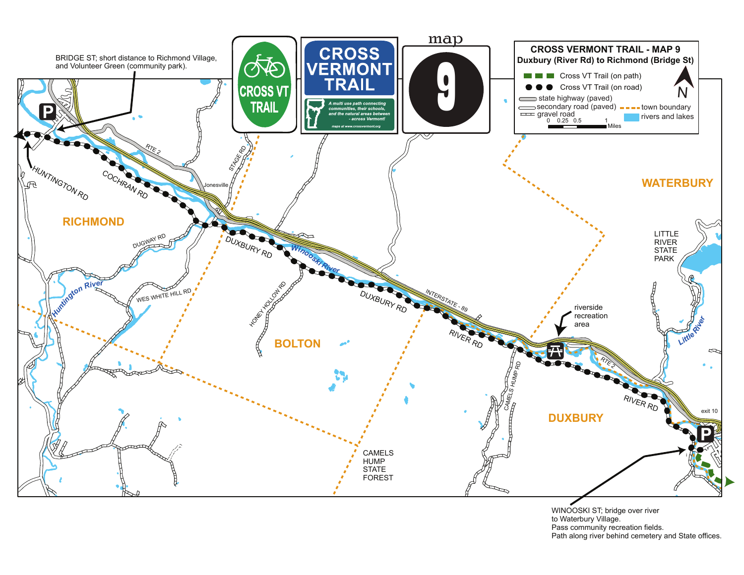# CROSS VERMONT TRAIL - MAP 9

## Duxbury (River Rd) to Richmond (Bridge St)

CROSS VT TRAIL

CROSS VERMONT TRAIL

*A multi use path connecting communities, their schools, and the natural areas between - across Vermont!*

maps at www.crossvermont.org

map 9

**Legend:**

- Cross VT Trail (on path)
- Cross VT Trail (on road)
- state highway (paved)
- secondary road (paved)
- gravel road
- town boundary
- rivers and lakes

Scale: 0 0.25 0.5 1 Miles

N

BRIDGE ST; short distance to Richmond Village, and Volunteer Green (community park).

WINOOSKI ST; bridge over river to Waterbury Village. Pass community recreation fields. Path along river behind cemetery and State offices.

riverside recreation area

RICHMOND

BOLTON

WATERBURY

DUXBURY

LITTLE RIVER STATE PARK

CAMELS HUMP STATE FOREST

Jonesville

exit 10

RTE 2

HUNTINGTON RD

COCHRAN RD

STAGE RD

DUGWAY RD

WES WHITE HILL RD

HONEY HOLLOW RD

DUXBURY RD

INTERSTATE - 89

RIVER RD

CAMELS HUMP RD

Winooski River

Huntington River

Little River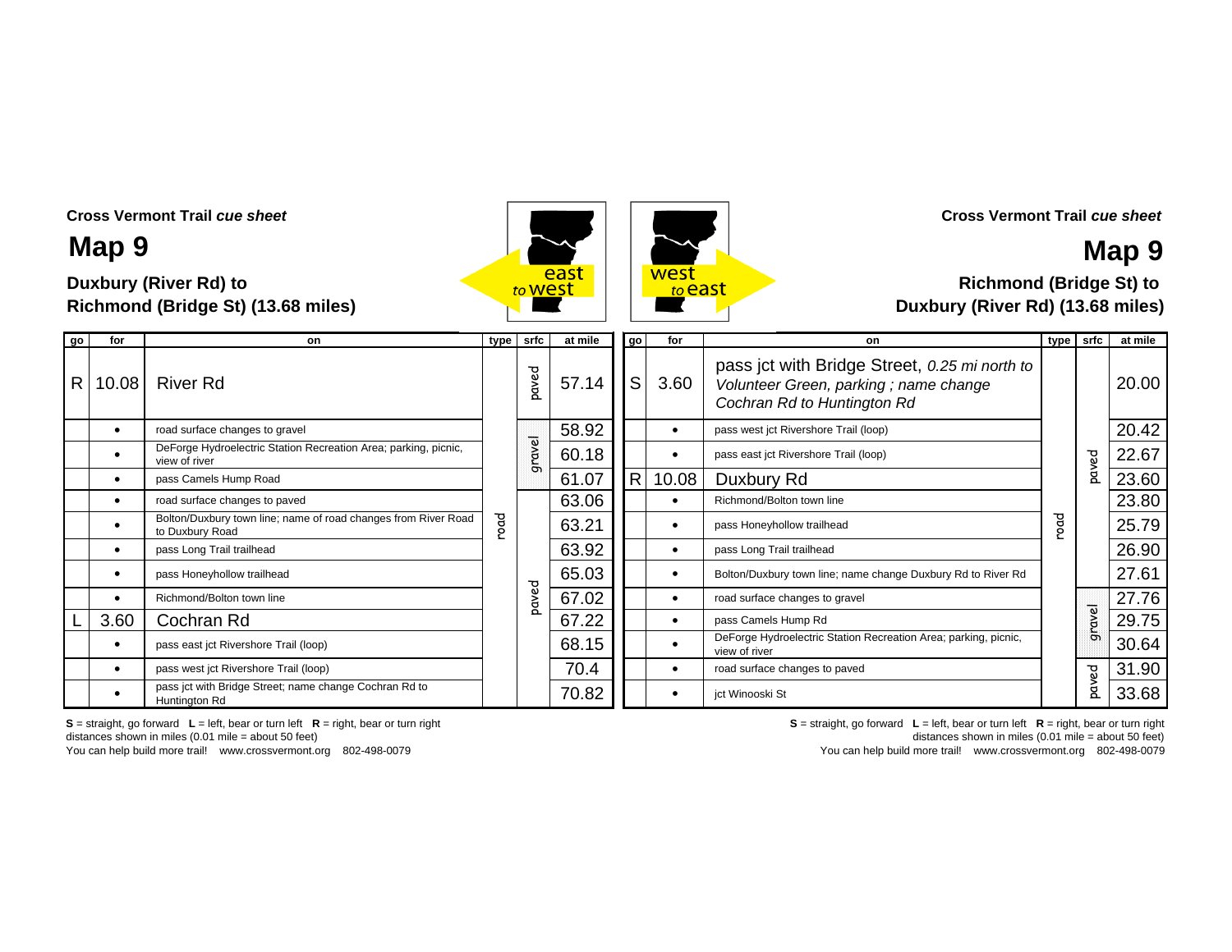**Cross Vermont Trail *cue sheet***

# Map 9

**Duxbury (River Rd) to Richmond (Bridge St) (13.68 miles)**

east *to* west

| go | for | on | type | srfc | at mile |
|---|---|---|---|---|---|
| R | 10.08 | River Rd | road | paved | 57.14 |
| | • | road surface changes to gravel | road | gravel | 58.92 |
| | • | DeForge Hydroelectric Station Recreation Area; parking, picnic, view of river | road | gravel | 60.18 |
| | • | pass Camels Hump Road | road | gravel | 61.07 |
| | • | road surface changes to paved | road | paved | 63.06 |
| | • | Bolton/Duxbury town line; name of road changes from River Road to Duxbury Road | road | paved | 63.21 |
| | • | pass Long Trail trailhead | road | paved | 63.92 |
| | • | pass Honeyhollow trailhead | road | paved | 65.03 |
| | • | Richmond/Bolton town line | road | paved | 67.02 |
| L | 3.60 | Cochran Rd | road | paved | 67.22 |
| | • | pass east jct Rivershore Trail (loop) | road | paved | 68.15 |
| | • | pass west jct Rivershore Trail (loop) | road | paved | 70.4 |
| | • | pass jct with Bridge Street; name change Cochran Rd to Huntington Rd | road | paved | 70.82 |

**S** = straight, go forward **L** = left, bear or turn left **R** = right, bear or turn right
distances shown in miles (0.01 mile = about 50 feet)
You can help build more trail! www.crossvermont.org 802-498-0079

**Cross Vermont Trail *cue sheet***

# Map 9

**Richmond (Bridge St) to Duxbury (River Rd) (13.68 miles)**

west *to* east

| go | for | on | type | srfc | at mile |
|---|---|---|---|---|---|
| S | 3.60 | pass jct with Bridge Street, *0.25 mi north to Volunteer Green, parking ; name change Cochran Rd to Huntington Rd* | road | paved | 20.00 |
| | • | pass west jct Rivershore Trail (loop) | road | paved | 20.42 |
| | • | pass east jct Rivershore Trail (loop) | road | paved | 22.67 |
| R | 10.08 | Duxbury Rd | road | paved | 23.60 |
| | • | Richmond/Bolton town line | road | paved | 23.80 |
| | • | pass Honeyhollow trailhead | road | paved | 25.79 |
| | • | pass Long Trail trailhead | road | paved | 26.90 |
| | • | Bolton/Duxbury town line; name change Duxbury Rd to River Rd | road | paved | 27.61 |
| | • | road surface changes to gravel | road | gravel | 27.76 |
| | • | pass Camels Hump Rd | road | gravel | 29.75 |
| | • | DeForge Hydroelectric Station Recreation Area; parking, picnic, view of river | road | gravel | 30.64 |
| | • | road surface changes to paved | road | paved | 31.90 |
| | • | jct Winooski St | road | paved | 33.68 |

**S** = straight, go forward **L** = left, bear or turn left **R** = right, bear or turn right
distances shown in miles (0.01 mile = about 50 feet)
You can help build more trail! www.crossvermont.org 802-498-0079